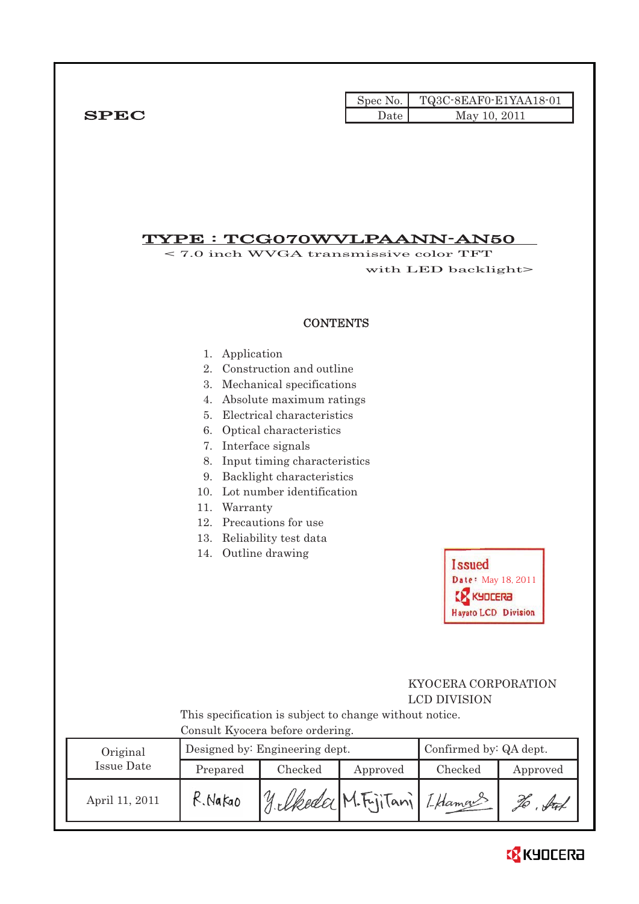**SPEC**

| Spec No. | TQ3C-8EAF0-E1YAA18-01 |
| --- | --- |
| Date | May 10, 2011 |

# TYPE : TCG070WVLPAANN-AN50

< 7.0 inch WVGA transmissive color TFT with LED backlight>

## CONTENTS

1. Application
2. Construction and outline
3. Mechanical specifications
4. Absolute maximum ratings
5. Electrical characteristics
6. Optical characteristics
7. Interface signals
8. Input timing characteristics
9. Backlight characteristics
10. Lot number identification
11. Warranty
12. Precautions for use
13. Reliability test data
14. Outline drawing

Issued
Date: May 18, 2011
KYOCERA
Hayato LCD Division

KYOCERA CORPORATION
LCD DIVISION

This specification is subject to change without notice.
Consult Kyocera before ordering.

| Original Issue Date | Designed by: Engineering dept. | | | Confirmed by: QA dept. | |
| --- | --- | --- | --- | --- | --- |
| | Prepared | Checked | Approved | Checked | Approved |
| April 11, 2011 | R.Nakao | Y.Ikeda | M.FujiTani | I.Hamano | |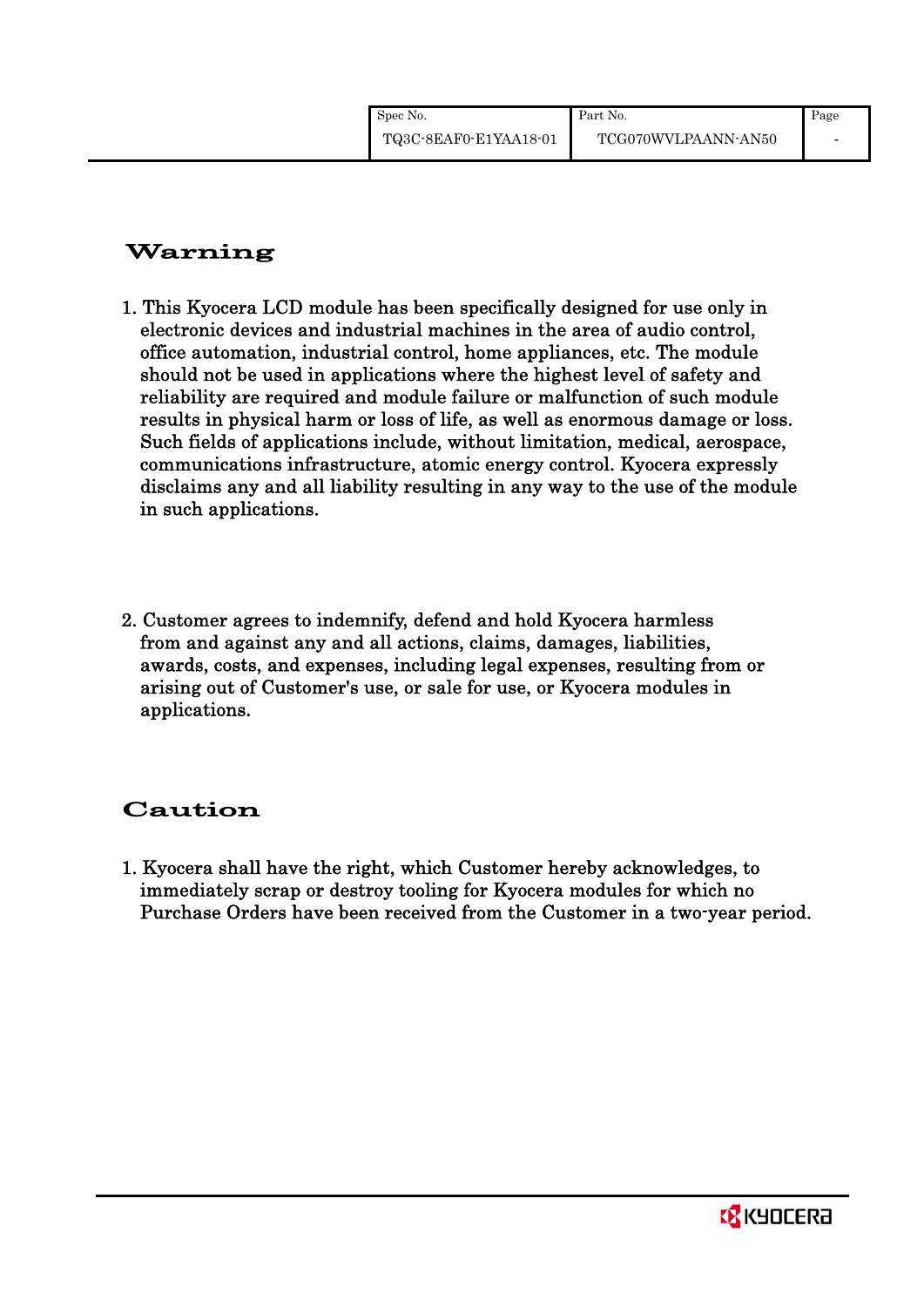## Warning

1. This Kyocera LCD module has been specifically designed for use only in electronic devices and industrial machines in the area of audio control, office automation, industrial control, home appliances, etc. The module should not be used in applications where the highest level of safety and reliability are required and module failure or malfunction of such module results in physical harm or loss of life, as well as enormous damage or loss. Such fields of applications include, without limitation, medical, aerospace, communications infrastructure, atomic energy control. Kyocera expressly disclaims any and all liability resulting in any way to the use of the module in such applications.

2. Customer agrees to indemnify, defend and hold Kyocera harmless from and against any and all actions, claims, damages, liabilities, awards, costs, and expenses, including legal expenses, resulting from or arising out of Customer's use, or sale for use, or Kyocera modules in applications.

## Caution

1. Kyocera shall have the right, which Customer hereby acknowledges, to immediately scrap or destroy tooling for Kyocera modules for which no Purchase Orders have been received from the Customer in a two-year period.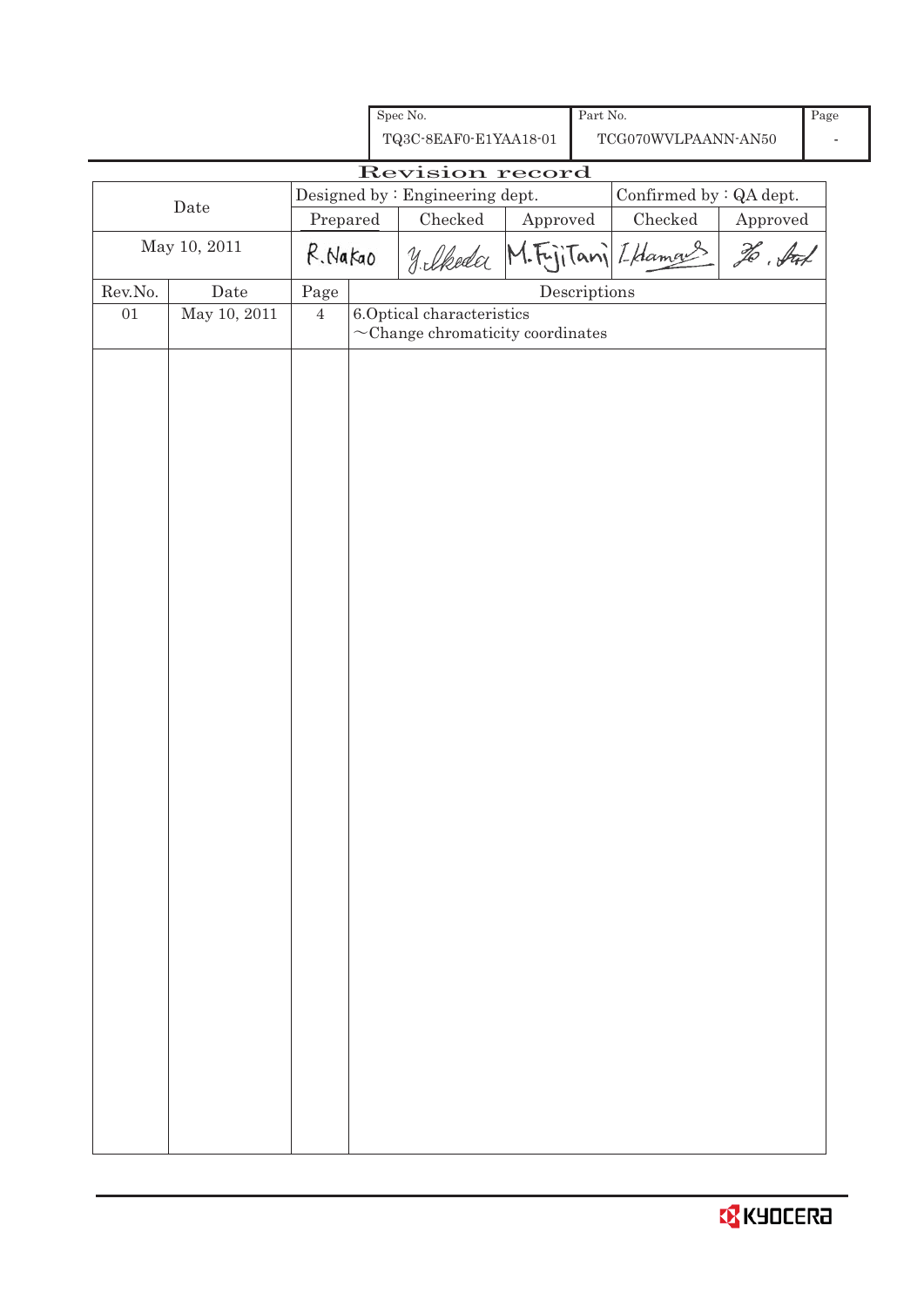| Spec No. | Part No. | Page |
|---|---|---|
| TQ3C-8EAF0-E1YAA18-01 | TCG070WVLPAANN-AN50 | - |

# Revision record

| Date | Designed by : Engineering dept. | | | Confirmed by : QA dept. | |
|---|---|---|---|---|---|
| | Prepared | Checked | Approved | Checked | Approved |
| May 10, 2011 | R.Nakao | Y.Ikeda | M.Fujitani | I.Hamano | |

| Rev.No. | Date | Page | Descriptions |
|---|---|---|---|
| 01 | May 10, 2011 | 4 | 6.Optical characteristics<br>~Change chromaticity coordinates |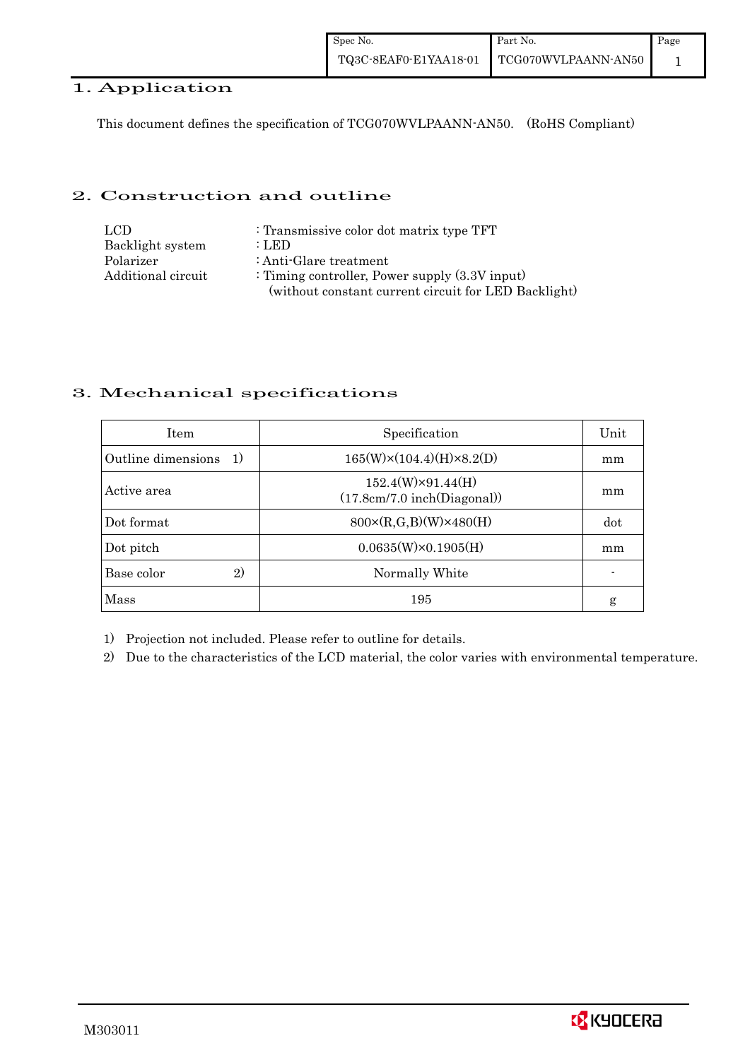# 1. Application

This document defines the specification of TCG070WVLPAANN-AN50. (RoHS Compliant)

# 2. Construction and outline

| | |
|---|---|
| LCD | : Transmissive color dot matrix type TFT |
| Backlight system | : LED |
| Polarizer | : Anti-Glare treatment |
| Additional circuit | : Timing controller, Power supply (3.3V input) (without constant current circuit for LED Backlight) |

# 3. Mechanical specifications

| Item | Specification | Unit |
|---|---|---|
| Outline dimensions 1) | 165(W)×(104.4)(H)×8.2(D) | mm |
| Active area | 152.4(W)×91.44(H) (17.8cm/7.0 inch(Diagonal)) | mm |
| Dot format | 800×(R,G,B)(W)×480(H) | dot |
| Dot pitch | 0.0635(W)×0.1905(H) | mm |
| Base color 2) | Normally White | - |
| Mass | 195 | g |

1) Projection not included. Please refer to outline for details.

2) Due to the characteristics of the LCD material, the color varies with environmental temperature.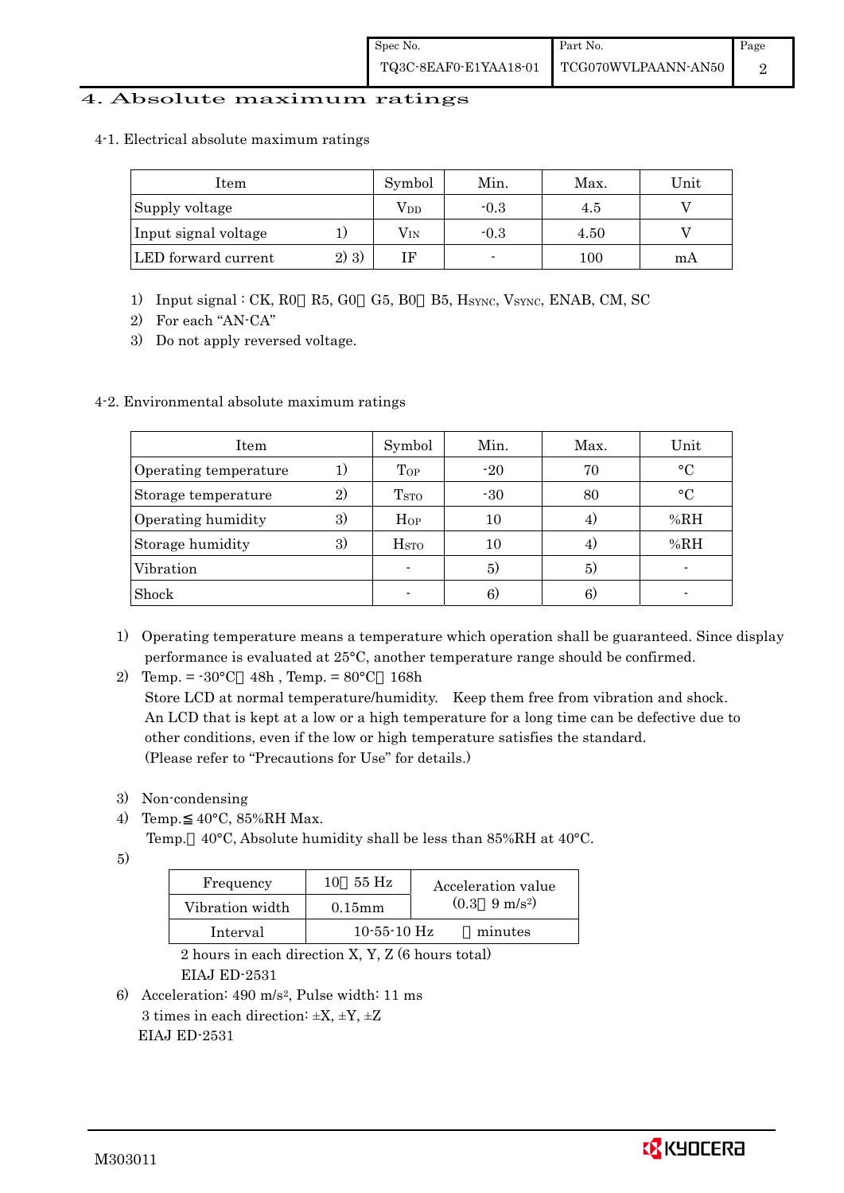## 4. Absolute maximum ratings

### 4-1. Electrical absolute maximum ratings

| Item | | Symbol | Min. | Max. | Unit |
|---|---|---|---|---|---|
| Supply voltage | | $V_{DD}$ | -0.3 | 4.5 | V |
| Input signal voltage | 1) | $V_{IN}$ | -0.3 | 4.50 | V |
| LED forward current | 2) 3) | IF | - | 100 | mA |

1) Input signal : CK, R0～R5, G0～G5, B0～B5, $H_{SYNC}$, $V_{SYNC}$, ENAB, CM, SC
2) For each "AN-CA"
3) Do not apply reversed voltage.

### 4-2. Environmental absolute maximum ratings

| Item | | Symbol | Min. | Max. | Unit |
|---|---|---|---|---|---|
| Operating temperature | 1) | $T_{OP}$ | -20 | 70 | °C |
| Storage temperature | 2) | $T_{STO}$ | -30 | 80 | °C |
| Operating humidity | 3) | $H_{OP}$ | 10 | 4) | %RH |
| Storage humidity | 3) | $H_{STO}$ | 10 | 4) | %RH |
| Vibration | | - | 5) | 5) | - |
| Shock | | - | 6) | 6) | - |

1) Operating temperature means a temperature which operation shall be guaranteed. Since display performance is evaluated at 25°C, another temperature range should be confirmed.
2) Temp. = -30°C＜48h , Temp. = 80°C＜168h
   Store LCD at normal temperature/humidity. Keep them free from vibration and shock.
   An LCD that is kept at a low or a high temperature for a long time can be defective due to other conditions, even if the low or high temperature satisfies the standard.
   (Please refer to "Precautions for Use" for details.)
3) Non-condensing
4) Temp.≦40°C, 85%RH Max.
   Temp.＞40°C, Absolute humidity shall be less than 85%RH at 40°C.
5)

| Frequency | 10～55 Hz | Acceleration value (0.3～9 m/s²) |
|---|---|---|
| Vibration width | 0.15mm | |
| Interval | 10-55-10 Hz　　1 minutes | |

   2 hours in each direction X, Y, Z (6 hours total)
   EIAJ ED-2531
6) Acceleration: 490 m/s², Pulse width: 11 ms
   3 times in each direction: ±X, ±Y, ±Z
   EIAJ ED-2531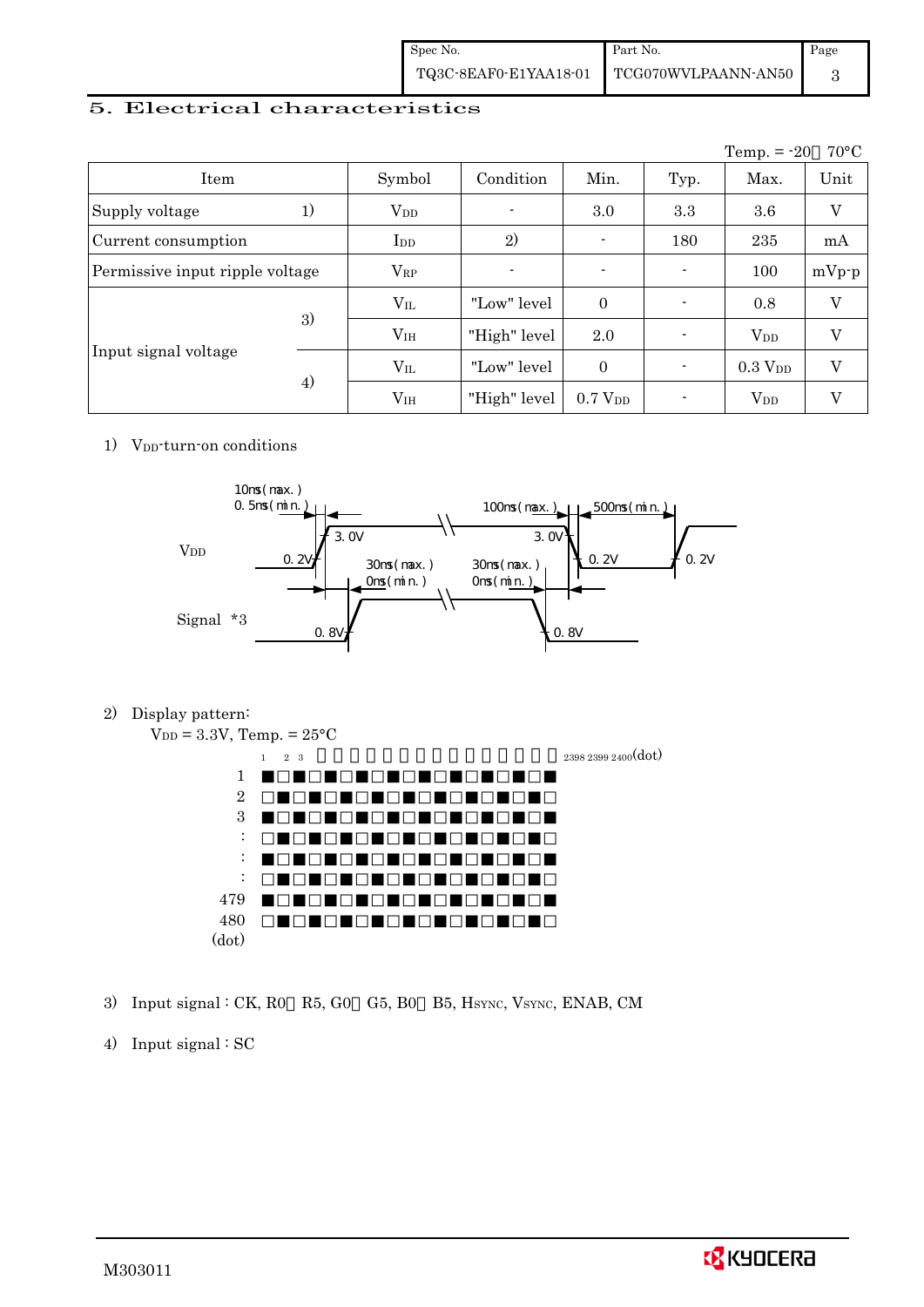## 5. Electrical characteristics

Temp. = -20～70°C

| Item | | Symbol | Condition | Min. | Typ. | Max. | Unit |
|---|---|---|---|---|---|---|---|
| Supply voltage | 1) | $V_{DD}$ | - | 3.0 | 3.3 | 3.6 | V |
| Current consumption | | $I_{DD}$ | 2) | - | 180 | 235 | mA |
| Permissive input ripple voltage | | $V_{RP}$ | - | - | - | 100 | mVp-p |
| Input signal voltage | 3) | $V_{IL}$ | "Low" level | 0 | - | 0.8 | V |
| | | $V_{IH}$ | "High" level | 2.0 | - | $V_{DD}$ | V |
| | 4) | $V_{IL}$ | "Low" level | 0 | - | 0.3 $V_{DD}$ | V |
| | | $V_{IH}$ | "High" level | 0.7 $V_{DD}$ | - | $V_{DD}$ | V |

1) $V_{DD}$-turn-on conditions

VDD: 10ms(max.), 0.5ms(min.) rise from 0.2V to 3.0V; 100ms(max.) fall from 3.0V to 0.2V; 500ms(min.) before next rise above 0.2V.

Signal *3: 30ms(max.), 0ms(min.) after VDD rise; rises from 0.8V. 30ms(max.), 0ms(min.) before VDD fall; falls to 0.8V.

2) Display pattern:

$V_{DD}$ = 3.3V, Temp. = 25°C

Checkerboard pattern, dots 1, 2, 3 … 2398, 2399, 2400 (dot) horizontally; lines 1, 2, 3, :, :, :, 479, 480 (dot) vertically.

3) Input signal : CK, R0～R5, G0～G5, B0～B5, $H_{SYNC}$, $V_{SYNC}$, ENAB, CM

4) Input signal : SC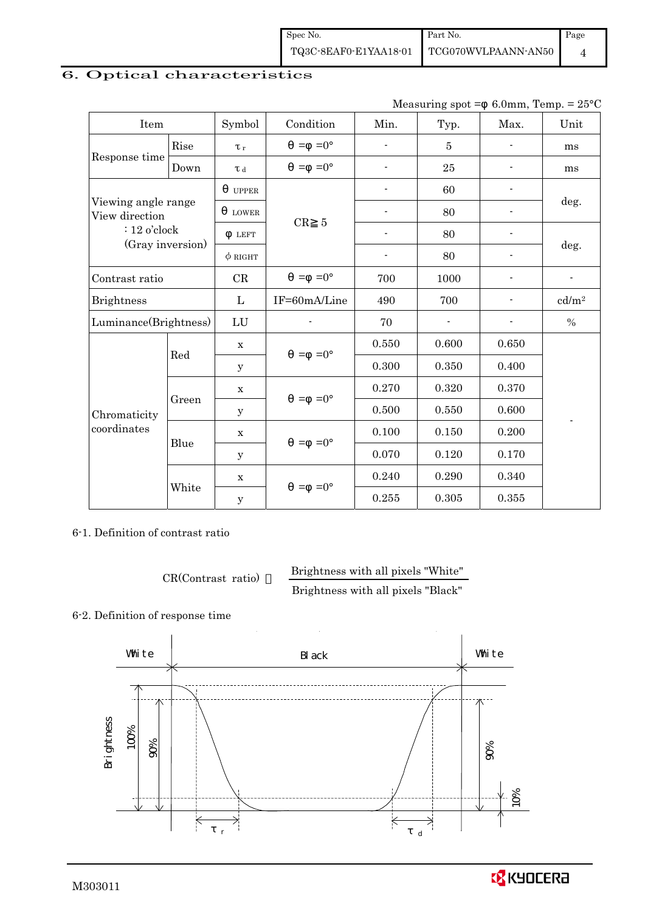## 6. Optical characteristics

Measuring spot =φ 6.0mm, Temp. = 25°C

| Item | | Symbol | Condition | Min. | Typ. | Max. | Unit |
|---|---|---|---|---|---|---|---|
| Response time | Rise | $\tau_r$ | θ =φ =0° | - | 5 | - | ms |
| | Down | $\tau_d$ | θ =φ =0° | - | 25 | - | ms |
| Viewing angle range View direction : 12 o'clock (Gray inversion) | | θ UPPER | CR≧5 | - | 60 | - | deg. |
| | | θ LOWER | | - | 80 | - | |
| | | φ LEFT | | - | 80 | - | deg. |
| | | φ RIGHT | | - | 80 | - | |
| Contrast ratio | | CR | θ =φ =0° | 700 | 1000 | - | - |
| Brightness | | L | IF=60mA/Line | 490 | 700 | - | cd/m² |
| Luminance(Brightness) | | LU | - | 70 | - | - | % |
| Chromaticity coordinates | Red | x | θ =φ =0° | 0.550 | 0.600 | 0.650 | - |
| | | y | | 0.300 | 0.350 | 0.400 | |
| | Green | x | θ =φ =0° | 0.270 | 0.320 | 0.370 | |
| | | y | | 0.500 | 0.550 | 0.600 | |
| | Blue | x | θ =φ =0° | 0.100 | 0.150 | 0.200 | |
| | | y | | 0.070 | 0.120 | 0.170 | |
| | White | x | θ =φ =0° | 0.240 | 0.290 | 0.340 | |
| | | y | | 0.255 | 0.305 | 0.355 | |

6-1. Definition of contrast ratio

$$CR(\text{Contrast ratio}) = \frac{\text{Brightness with all pixels "White"}}{\text{Brightness with all pixels "Black"}}$$

6-2. Definition of response time

White | Black | White

Brightness, 100%, 90%, 10%, $\tau_r$, $\tau_d$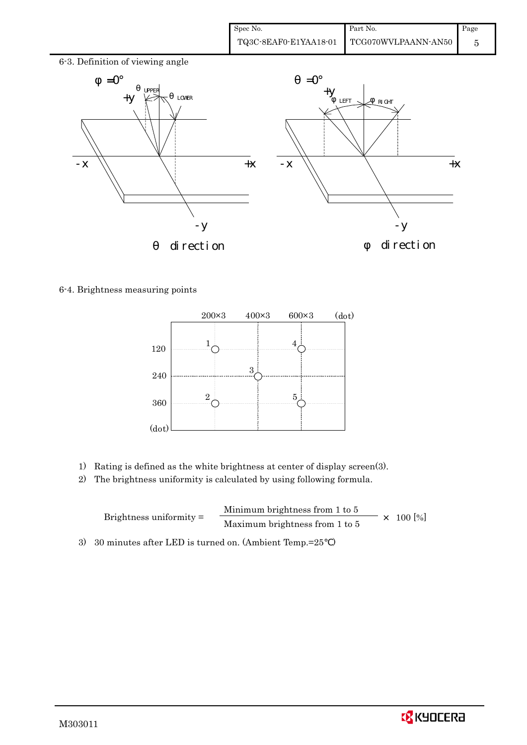## 6-3. Definition of viewing angle

φ = 0°

θ UPPER, θ LOWER, +y, -x, +x, -y

θ direction

θ = 0°

φ LEFT, φ RIGHT, +y, -x, +x, -y

φ direction

## 6-4. Brightness measuring points

| (dot) | 200×3 | 400×3 | 600×3 |
|---|---|---|---|
| 120 | 1 | | 4 |
| 240 | | 3 | |
| 360 | 2 | | 5 |

1) Rating is defined as the white brightness at center of display screen(3).
2) The brightness uniformity is calculated by using following formula.

$$\text{Brightness uniformity} = \frac{\text{Minimum brightness from 1 to 5}}{\text{Maximum brightness from 1 to 5}} \times 100\ [\%]$$

3) 30 minutes after LED is turned on. (Ambient Temp.=25℃)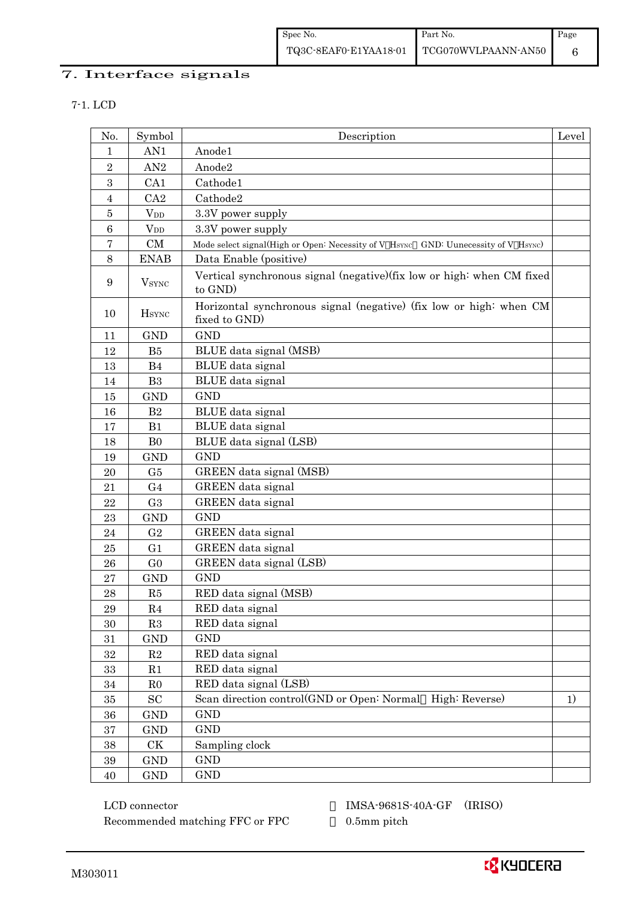# 7. Interface signals

## 7-1. LCD

| No. | Symbol | Description | Level |
|---|---|---|---|
| 1 | AN1 | Anode1 | |
| 2 | AN2 | Anode2 | |
| 3 | CA1 | Cathode1 | |
| 4 | CA2 | Cathode2 | |
| 5 | $V_{DD}$ | 3.3V power supply | |
| 6 | $V_{DD}$ | 3.3V power supply | |
| 7 | CM | Mode select signal(High or Open: Necessity of V・$H_{SYNC}$， GND: Uunecessity of V・$H_{SYNC}$) | |
| 8 | ENAB | Data Enable (positive) | |
| 9 | $V_{SYNC}$ | Vertical synchronous signal (negative)(fix low or high: when CM fixed to GND) | |
| 10 | $H_{SYNC}$ | Horizontal synchronous signal (negative) (fix low or high: when CM fixed to GND) | |
| 11 | GND | GND | |
| 12 | B5 | BLUE data signal (MSB) | |
| 13 | B4 | BLUE data signal | |
| 14 | B3 | BLUE data signal | |
| 15 | GND | GND | |
| 16 | B2 | BLUE data signal | |
| 17 | B1 | BLUE data signal | |
| 18 | B0 | BLUE data signal (LSB) | |
| 19 | GND | GND | |
| 20 | G5 | GREEN data signal (MSB) | |
| 21 | G4 | GREEN data signal | |
| 22 | G3 | GREEN data signal | |
| 23 | GND | GND | |
| 24 | G2 | GREEN data signal | |
| 25 | G1 | GREEN data signal | |
| 26 | G0 | GREEN data signal (LSB) | |
| 27 | GND | GND | |
| 28 | R5 | RED data signal (MSB) | |
| 29 | R4 | RED data signal | |
| 30 | R3 | RED data signal | |
| 31 | GND | GND | |
| 32 | R2 | RED data signal | |
| 33 | R1 | RED data signal | |
| 34 | R0 | RED data signal (LSB) | |
| 35 | SC | Scan direction control(GND or Open: Normal， High: Reverse) | 1) |
| 36 | GND | GND | |
| 37 | GND | GND | |
| 38 | CK | Sampling clock | |
| 39 | GND | GND | |
| 40 | GND | GND | |

LCD connector ： IMSA-9681S-40A-GF (IRISO)

Recommended matching FFC or FPC ： 0.5mm pitch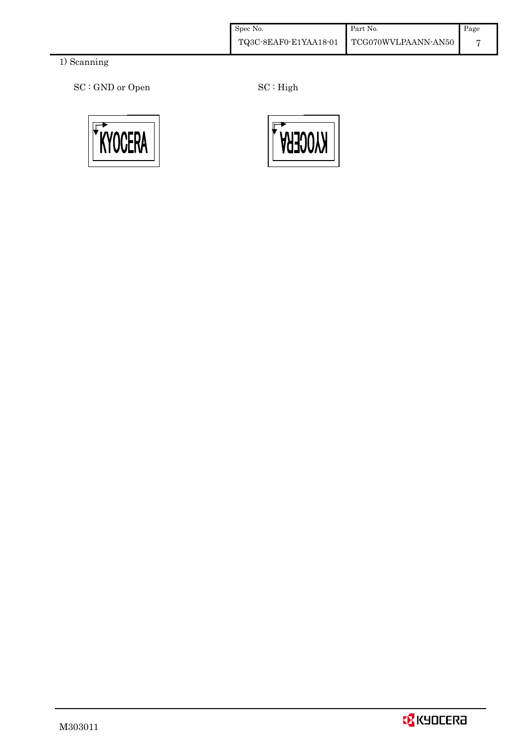1) Scanning

SC : GND or Open

SC : High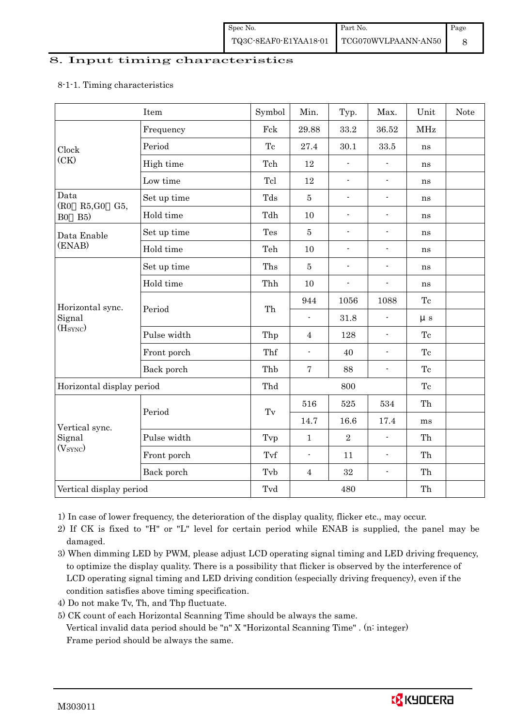# 8. Input timing characteristics

8-1-1. Timing characteristics

| Item | | Symbol | Min. | Typ. | Max. | Unit | Note |
|---|---|---|---|---|---|---|---|
| Clock (CK) | Frequency | Fck | 29.88 | 33.2 | 36.52 | MHz | |
| | Period | Tc | 27.4 | 30.1 | 33.5 | ns | |
| | High time | Tch | 12 | - | - | ns | |
| | Low time | Tcl | 12 | - | - | ns | |
| Data (R0～R5,G0～G5, B0～B5) | Set up time | Tds | 5 | - | - | ns | |
| | Hold time | Tdh | 10 | - | - | ns | |
| Data Enable (ENAB) | Set up time | Tes | 5 | - | - | ns | |
| | Hold time | Teh | 10 | - | - | ns | |
| Horizontal sync. Signal ($H_{SYNC}$) | Set up time | Ths | 5 | - | - | ns | |
| | Hold time | Thh | 10 | - | - | ns | |
| | Period | Th | 944 | 1056 | 1088 | Tc | |
| | | | - | 31.8 | - | μs | |
| | Pulse width | Thp | 4 | 128 | - | Tc | |
| | Front porch | Thf | - | 40 | - | Tc | |
| | Back porch | Thb | 7 | 88 | - | Tc | |
| Horizontal display period | | Thd | | 800 | | Tc | |
| Vertical sync. Signal ($V_{SYNC}$) | Period | Tv | 516 | 525 | 534 | Th | |
| | | | 14.7 | 16.6 | 17.4 | ms | |
| | Pulse width | Tvp | 1 | 2 | - | Th | |
| | Front porch | Tvf | - | 11 | - | Th | |
| | Back porch | Tvb | 4 | 32 | - | Th | |
| Vertical display period | | Tvd | | 480 | | Th | |

1) In case of lower frequency, the deterioration of the display quality, flicker etc., may occur.
2) If CK is fixed to "H" or "L" level for certain period while ENAB is supplied, the panel may be damaged.
3) When dimming LED by PWM, please adjust LCD operating signal timing and LED driving frequency, to optimize the display quality. There is a possibility that flicker is observed by the interference of LCD operating signal timing and LED driving condition (especially driving frequency), even if the condition satisfies above timing specification.
4) Do not make Tv, Th, and Thp fluctuate.
5) CK count of each Horizontal Scanning Time should be always the same.
Vertical invalid data period should be "n" X "Horizontal Scanning Time" . (n: integer)
Frame period should be always the same.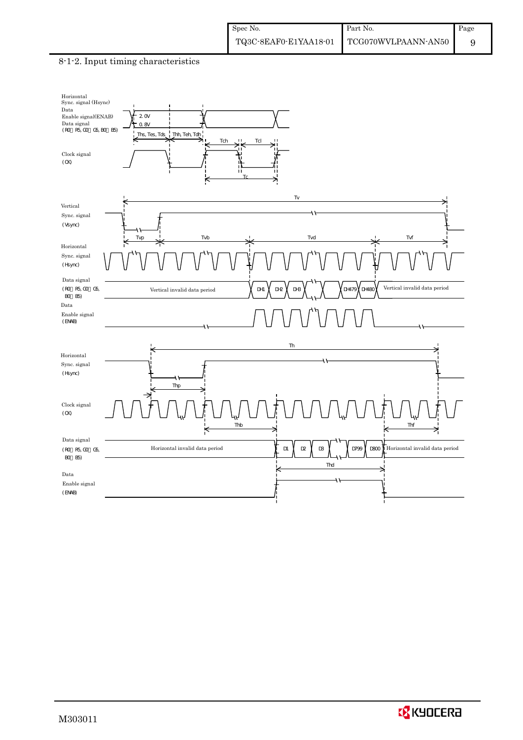8-1-2. Input timing characteristics

Horizontal Sync. signal (Hsync)
Data Enable signal(ENAB)
Data signal
(R0～R5, G0～G5, B0～B5)

2.0V
0.8V

Ths, Tes, Tds
Thh, Teh, Tdh

Tch
Tcl

Clock signal
(CK)

Tc

Tv

Vertical Sync. signal
(Vsync)

Tvp
Tvb
Tvd
Tvf

Horizontal Sync. signal
(Hsync)

Data signal
(R0～R5, G0～G5, B0～B5)

Vertical invalid data period
DH1 DH2 DH3 DH479 DH480
Vertical invalid data period

Data Enable signal
(ENAB)

Th

Horizontal Sync. signal
(Hsync)

Thp

Clock signal
(CK)

Thb
Thf

Data signal
(R0～R5, G0～G5, B0～B5)

Horizontal invalid data period
D1 D2 D3 D799 D800
Horizontal invalid data period

Thd

Data Enable signal
(ENAB)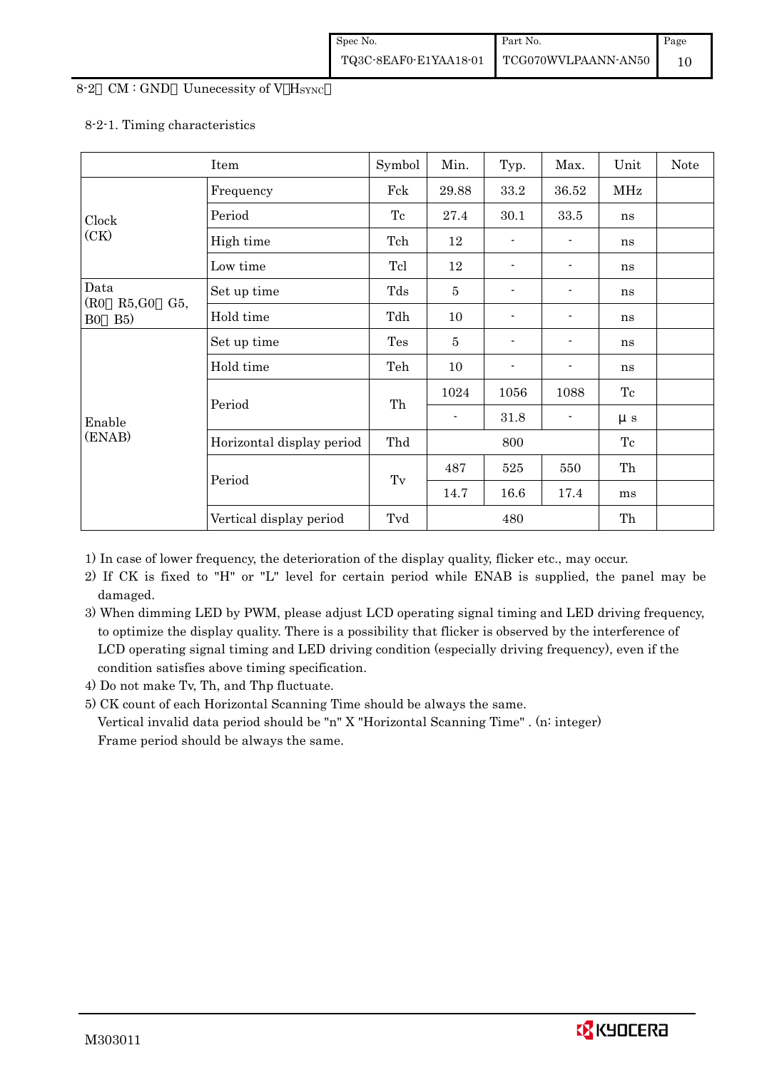## 8-2 CM : GND（Uunecessity of V・HSYNC）

### 8-2-1. Timing characteristics

| Item | | Symbol | Min. | Typ. | Max. | Unit | Note |
|---|---|---|---|---|---|---|---|
| Clock (CK) | Frequency | Fck | 29.88 | 33.2 | 36.52 | MHz | |
| | Period | Tc | 27.4 | 30.1 | 33.5 | ns | |
| | High time | Tch | 12 | - | - | ns | |
| | Low time | Tcl | 12 | - | - | ns | |
| Data (R0～R5,G0～G5, B0～B5) | Set up time | Tds | 5 | - | - | ns | |
| | Hold time | Tdh | 10 | - | - | ns | |
| Enable (ENAB) | Set up time | Tes | 5 | - | - | ns | |
| | Hold time | Teh | 10 | - | - | ns | |
| | Period | Th | 1024 | 1056 | 1088 | Tc | |
| | | | - | 31.8 | - | μs | |
| | Horizontal display period | Thd | | 800 | | Tc | |
| | Period | Tv | 487 | 525 | 550 | Th | |
| | | | 14.7 | 16.6 | 17.4 | ms | |
| | Vertical display period | Tvd | | 480 | | Th | |

1) In case of lower frequency, the deterioration of the display quality, flicker etc., may occur.
2) If CK is fixed to "H" or "L" level for certain period while ENAB is supplied, the panel may be damaged.
3) When dimming LED by PWM, please adjust LCD operating signal timing and LED driving frequency, to optimize the display quality. There is a possibility that flicker is observed by the interference of LCD operating signal timing and LED driving condition (especially driving frequency), even if the condition satisfies above timing specification.
4) Do not make Tv, Th, and Thp fluctuate.
5) CK count of each Horizontal Scanning Time should be always the same.
   Vertical invalid data period should be "n" X "Horizontal Scanning Time" . (n: integer)
   Frame period should be always the same.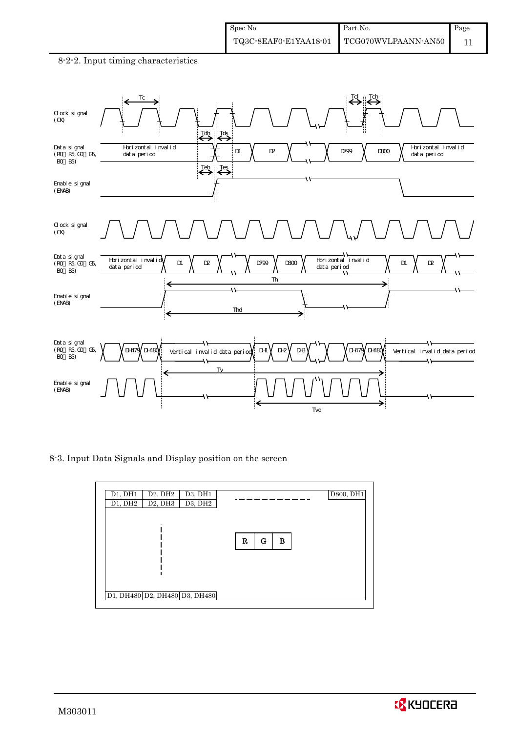8-2-2. Input timing characteristics

Clock signal (CK)

Data signal (R0～R5, G0～G5, B0～B5)

Enable signal (ENAB)

Horizontal invalid data period | D1 | D2 | D799 | D800 | Horizontal invalid data period

Tc, Tcl, Tch, Tdh, Tds, Teh, Tes

Th, Thd

Vertical invalid data period | DH1 | DH2 | DH3 | DH479 | DH480 | Vertical invalid data period

Tv, Tvd

8-3. Input Data Signals and Display position on the screen

| D1, DH1 | D2, DH2 | D3, DH1 | ---------- | D800, DH1 |
|---|---|---|---|---|
| D1, DH2 | D2, DH3 | D3, DH2 | | |
| | ¦ | | R G B | |
| D1, DH480 | D2, DH480 | D3, DH480 | | |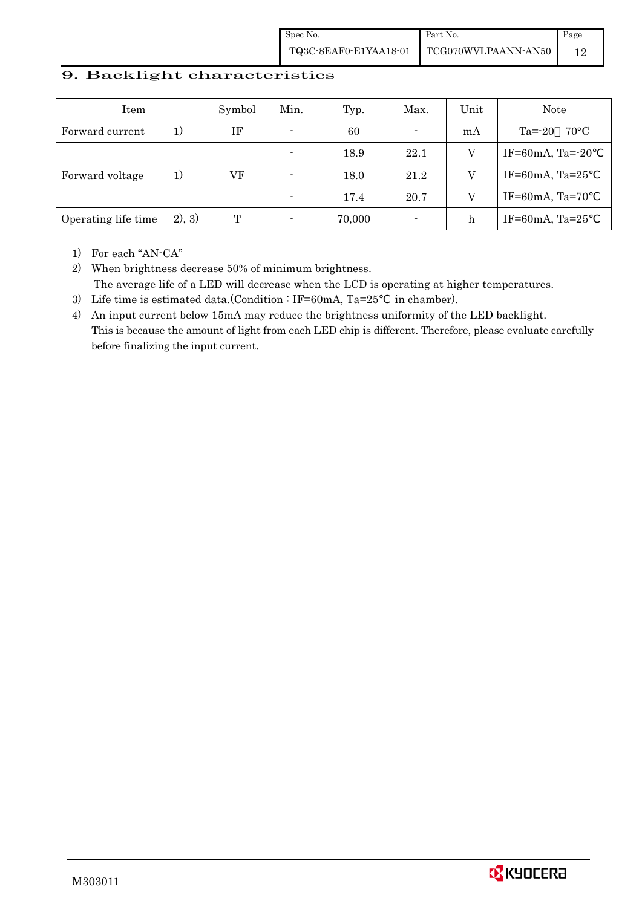## 9. Backlight characteristics

| Item | | Symbol | Min. | Typ. | Max. | Unit | Note |
|---|---|---|---|---|---|---|---|
| Forward current | 1) | IF | - | 60 | - | mA | Ta=-20～70°C |
| Forward voltage | 1) | VF | - | 18.9 | 22.1 | V | IF=60mA, Ta=-20℃ |
| | | | - | 18.0 | 21.2 | V | IF=60mA, Ta=25℃ |
| | | | - | 17.4 | 20.7 | V | IF=60mA, Ta=70℃ |
| Operating life time | 2), 3) | T | - | 70,000 | - | h | IF=60mA, Ta=25℃ |

1) For each "AN-CA"
2) When brightness decrease 50% of minimum brightness.
   The average life of a LED will decrease when the LCD is operating at higher temperatures.
3) Life time is estimated data.(Condition : IF=60mA, Ta=25℃ in chamber).
4) An input current below 15mA may reduce the brightness uniformity of the LED backlight.
   This is because the amount of light from each LED chip is different. Therefore, please evaluate carefully before finalizing the input current.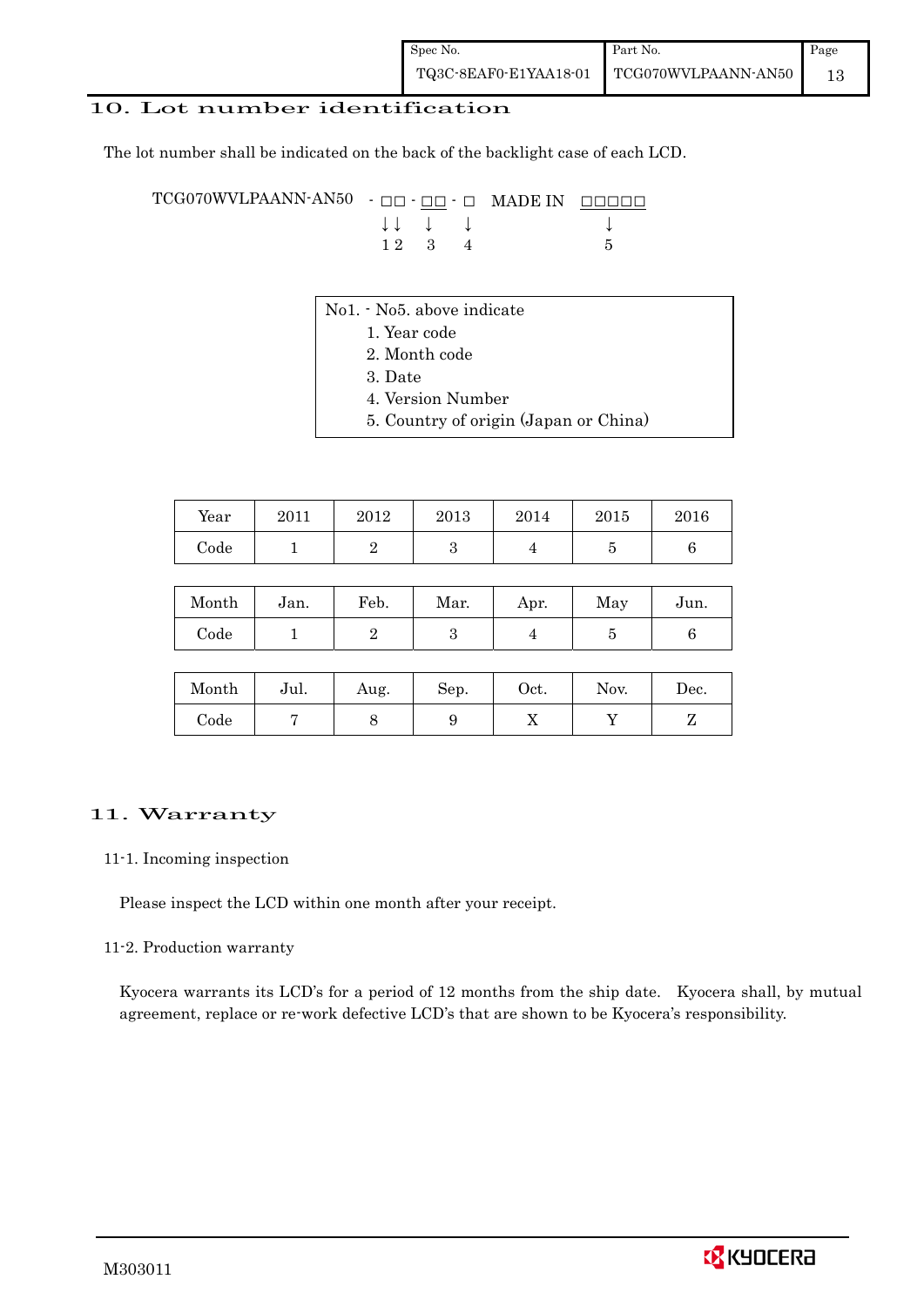## 10. Lot number identification

The lot number shall be indicated on the back of the backlight case of each LCD.

```
TCG070WVLPAANN-AN50  - □□ - □□ - □   MADE IN  □□□□□
                       ↓↓    ↓     ↓                ↓
                       1 2   3     4                5
```

No1. - No5. above indicate

1. Year code
2. Month code
3. Date
4. Version Number
5. Country of origin (Japan or China)

| Year | 2011 | 2012 | 2013 | 2014 | 2015 | 2016 |
|---|---|---|---|---|---|---|
| Code | 1 | 2 | 3 | 4 | 5 | 6 |

| Month | Jan. | Feb. | Mar. | Apr. | May | Jun. |
|---|---|---|---|---|---|---|
| Code | 1 | 2 | 3 | 4 | 5 | 6 |

| Month | Jul. | Aug. | Sep. | Oct. | Nov. | Dec. |
|---|---|---|---|---|---|---|
| Code | 7 | 8 | 9 | X | Y | Z |

## 11. Warranty

### 11-1. Incoming inspection

Please inspect the LCD within one month after your receipt.

### 11-2. Production warranty

Kyocera warrants its LCD's for a period of 12 months from the ship date. Kyocera shall, by mutual agreement, replace or re-work defective LCD's that are shown to be Kyocera's responsibility.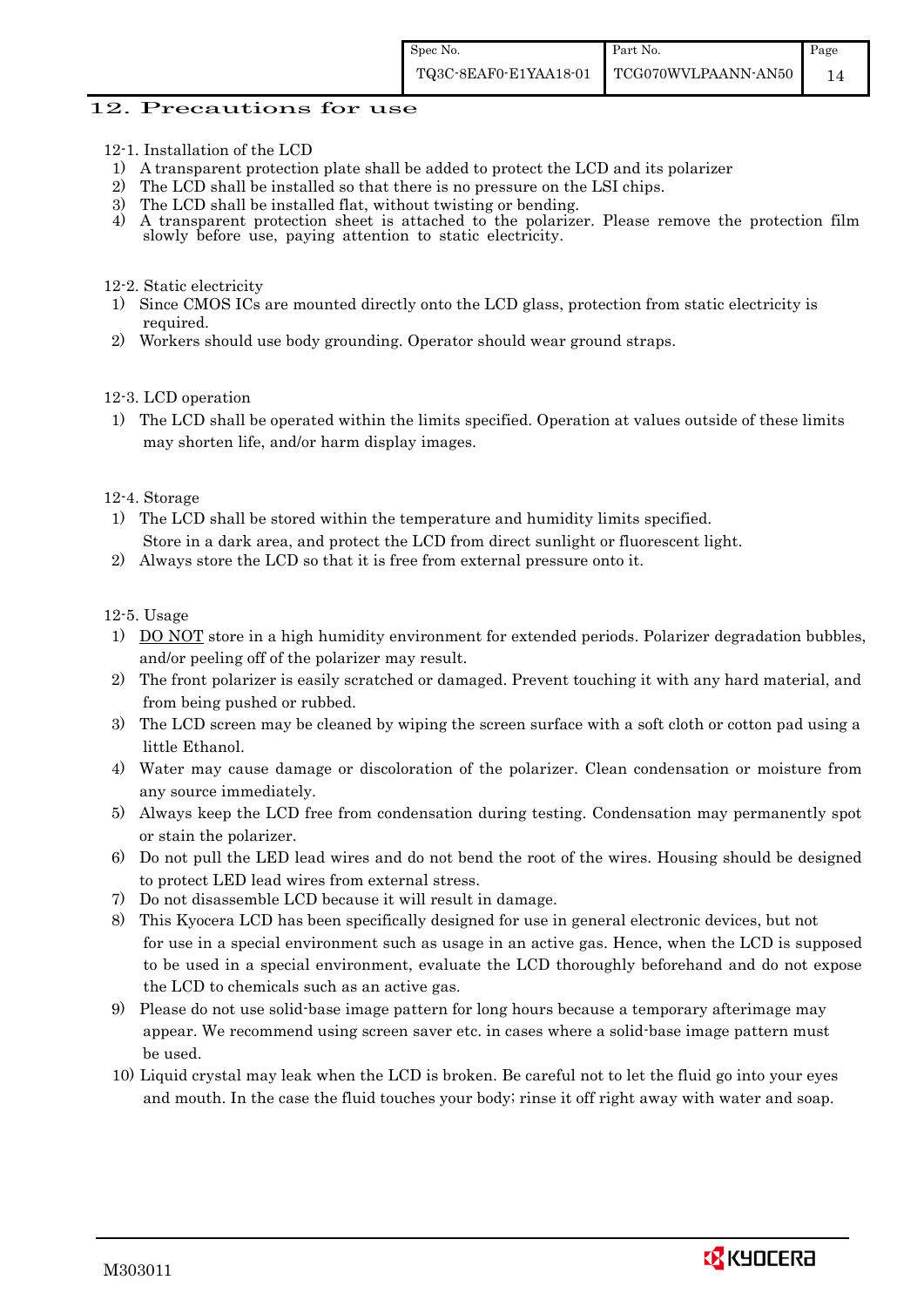## 12. Precautions for use

### 12-1. Installation of the LCD

1) A transparent protection plate shall be added to protect the LCD and its polarizer
2) The LCD shall be installed so that there is no pressure on the LSI chips.
3) The LCD shall be installed flat, without twisting or bending.
4) A transparent protection sheet is attached to the polarizer. Please remove the protection film slowly before use, paying attention to static electricity.

### 12-2. Static electricity

1) Since CMOS ICs are mounted directly onto the LCD glass, protection from static electricity is required.
2) Workers should use body grounding. Operator should wear ground straps.

### 12-3. LCD operation

1) The LCD shall be operated within the limits specified. Operation at values outside of these limits may shorten life, and/or harm display images.

### 12-4. Storage

1) The LCD shall be stored within the temperature and humidity limits specified. Store in a dark area, and protect the LCD from direct sunlight or fluorescent light.
2) Always store the LCD so that it is free from external pressure onto it.

### 12-5. Usage

1) DO NOT store in a high humidity environment for extended periods. Polarizer degradation bubbles, and/or peeling off of the polarizer may result.
2) The front polarizer is easily scratched or damaged. Prevent touching it with any hard material, and from being pushed or rubbed.
3) The LCD screen may be cleaned by wiping the screen surface with a soft cloth or cotton pad using a little Ethanol.
4) Water may cause damage or discoloration of the polarizer. Clean condensation or moisture from any source immediately.
5) Always keep the LCD free from condensation during testing. Condensation may permanently spot or stain the polarizer.
6) Do not pull the LED lead wires and do not bend the root of the wires. Housing should be designed to protect LED lead wires from external stress.
7) Do not disassemble LCD because it will result in damage.
8) This Kyocera LCD has been specifically designed for use in general electronic devices, but not for use in a special environment such as usage in an active gas. Hence, when the LCD is supposed to be used in a special environment, evaluate the LCD thoroughly beforehand and do not expose the LCD to chemicals such as an active gas.
9) Please do not use solid-base image pattern for long hours because a temporary afterimage may appear. We recommend using screen saver etc. in cases where a solid-base image pattern must be used.
10) Liquid crystal may leak when the LCD is broken. Be careful not to let the fluid go into your eyes and mouth. In the case the fluid touches your body; rinse it off right away with water and soap.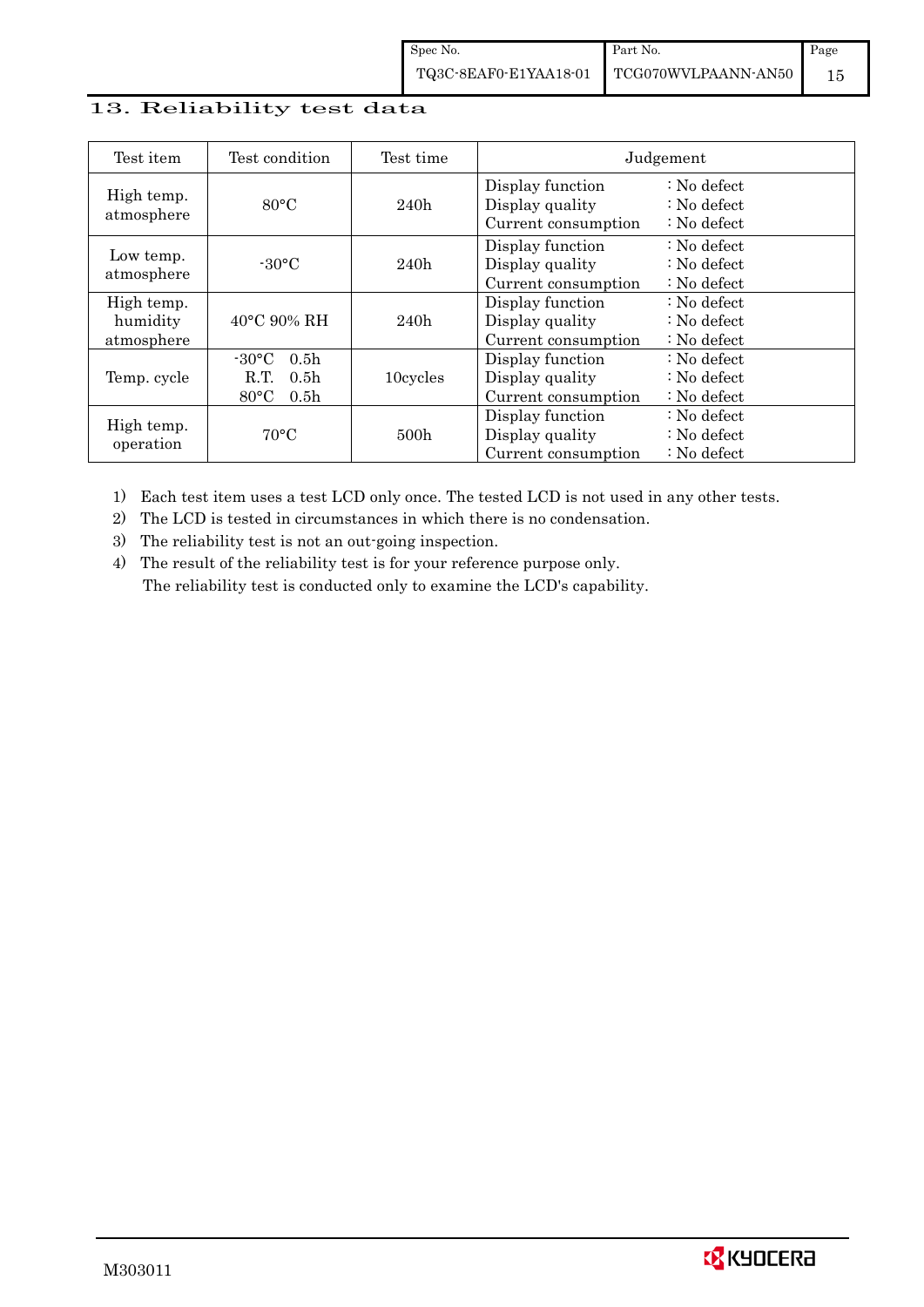## 13. Reliability test data

| Test item | Test condition | Test time | Judgement | |
|---|---|---|---|---|
| High temp. atmosphere | 80°C | 240h | Display function<br>Display quality<br>Current consumption | : No defect<br>: No defect<br>: No defect |
| Low temp. atmosphere | -30°C | 240h | Display function<br>Display quality<br>Current consumption | : No defect<br>: No defect<br>: No defect |
| High temp. humidity atmosphere | 40°C 90% RH | 240h | Display function<br>Display quality<br>Current consumption | : No defect<br>: No defect<br>: No defect |
| Temp. cycle | -30°C 0.5h<br>R.T. 0.5h<br>80°C 0.5h | 10cycles | Display function<br>Display quality<br>Current consumption | : No defect<br>: No defect<br>: No defect |
| High temp. operation | 70°C | 500h | Display function<br>Display quality<br>Current consumption | : No defect<br>: No defect<br>: No defect |

1) Each test item uses a test LCD only once. The tested LCD is not used in any other tests.
2) The LCD is tested in circumstances in which there is no condensation.
3) The reliability test is not an out-going inspection.
4) The result of the reliability test is for your reference purpose only.
   The reliability test is conducted only to examine the LCD's capability.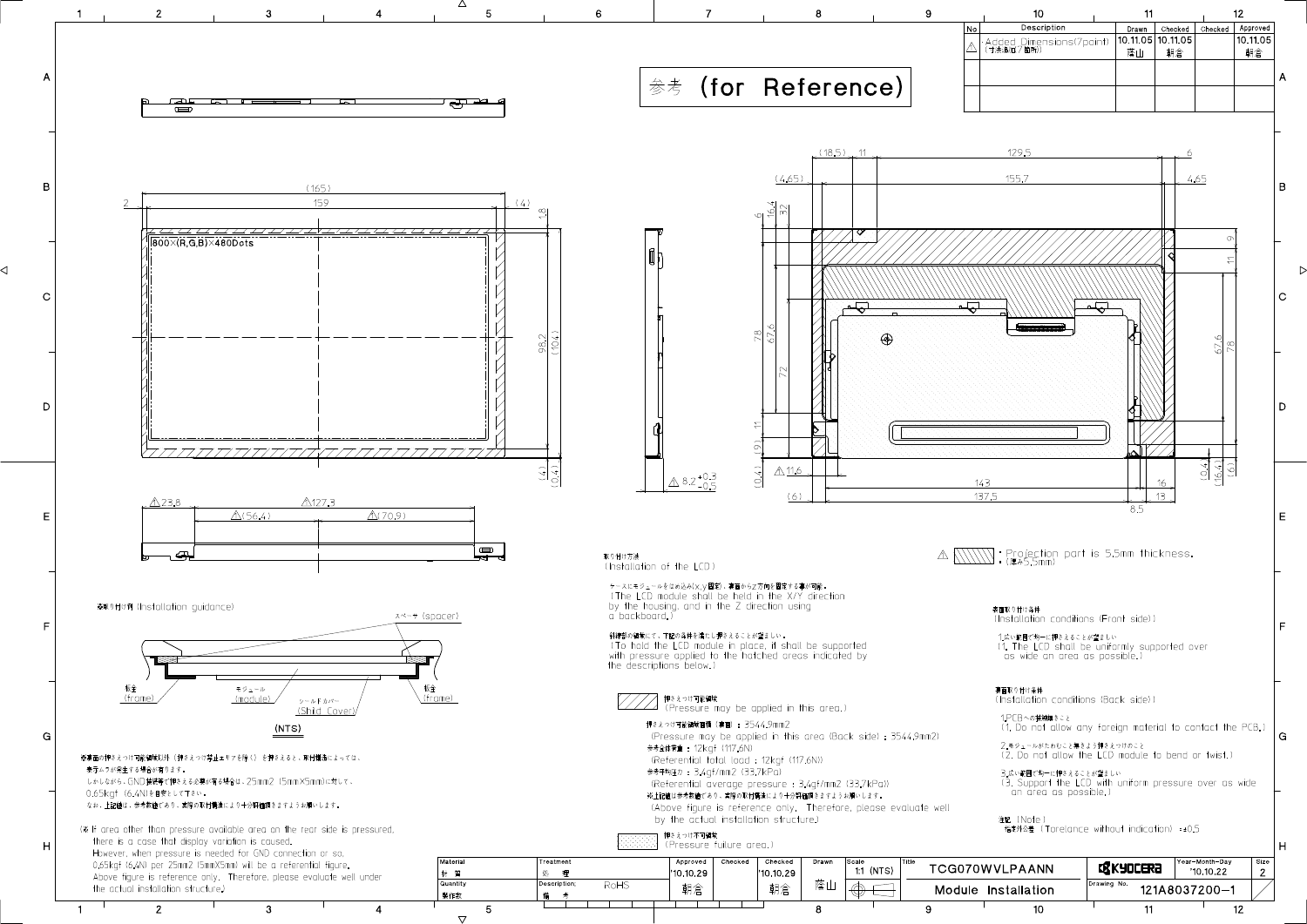# 参考 (for Reference)

| No | Description | Drawn | Checked | Checked | Approved |
|---|---|---|---|---|---|
| △ | Added Dimensions(7point) (寸法追加(7箇所)) | 10.11.05 藤山 | 10.11.05 朝倉 | | 10.11.05 朝倉 |

800×(R,G,B)×480Dots

△ Projection part is 5.5mm thickness.（厚み5.5mm）

## 取り付け方法 (Installation of the LCD)

ケースにモジュールをはめ込み(X,Y固定)、裏面からZ方向を固定する事が可能。
(The LCD module shall be held in the X/Y direction by the housing, and in the Z direction using a backboard.)

斜線部の領域にて、下記の条件を満たし押さえることが望ましい。
(To hold the LCD module in place, it shall be supported with pressure applied to the hatched areas indicated by the descriptions below.)

押さえつけ可能領域 (Pressure may be applied in this area.)

押さえつけ可能領域面積（裏面）：3544.9mm2
(Pressure may be applied in this area (Back side) : 3544.9mm2)

参考荷重：12kgf (117.6N)
(Referential total load : 12kgf (117.6N))

参考平均圧力：3.4gf/mm2 (33.7kPa)
(Referential average pressure : 3.4gf/mm2 (33.7kPa))

※上記値は参考数値であり、実際の取付構造により十分評価をお願いします。
(Above figure is reference only. Therefore, please evaluate well by the actual installation structure.)

押さえつけ不可領域 (Pressure failure area.)

## 表面取り付け条件 (Installation conditions (Front side))

1.広い範囲で均一に押さえることが望ましい
(1. The LCD shall be uniformly supported over as wide an area as possible.)

## 裏面取り付け条件 (Installation conditions (Back side))

1.PCBへの異物接触なきこと
(1. Do not allow any foreign material to contact the PCB.)

2.モジュールがたわむこと無きよう押さえつけのこと
(2. Do not allow the LCD module to bend or twist.)

3.広い範囲で均一に押さえることが望ましい
(3. Support the LCD with uniform pressure over as wide an area as possible.)

注記 (Note)
指示外公差 (Torelance without indication) : ±0.5

## 取り付け例 (Installation guidance)

スペーサ (spacer)
筐体 (frame)
モジュール (module)
シールドカバー (Shild Cover)
筐体 (frame)

(NTS)

※裏面の押さえつけ可能領域以外（押さえつけ禁止エリアを除く）を押さえると、取付構造によっては、表示ムラが発生する場合が有ります。
しかしながら、GND接続等で押さえる必要が有る場合は、25mm2 (5mm×5mm)に対して、0.65kgf (6.4N)を目安としてください。
なお、上記値は、参考数値であり、実際の取付構造により十分評価をお願いします。

(※If area other than pressure available area on the rear side is pressured, there is a case that display variation is caused.
However, when pressure is needed for GND connection or so, 0.65kgf (6.4N) per 25mm2 (5mmX5mm) will be a referential figure.
Above figure is reference only. Therefore, please evaluate well under the actual installation structure.)

| Material 材質 | Treatment 処理 | Approved | Checked | Checked | Drawn | Scale | Title | | Year-Month-Day | Size |
|---|---|---|---|---|---|---|---|---|---|---|
| Quantity 製作数 | Description 備考: RoHS | '10.10.29 朝倉 | | '10.10.29 朝倉 | 藤山 | 1:1 (NTS) | TCG070WVLPAANN Module Installation | KYOCERA Drawing No. 121A8037200-1 | '10.10.22 | 2 |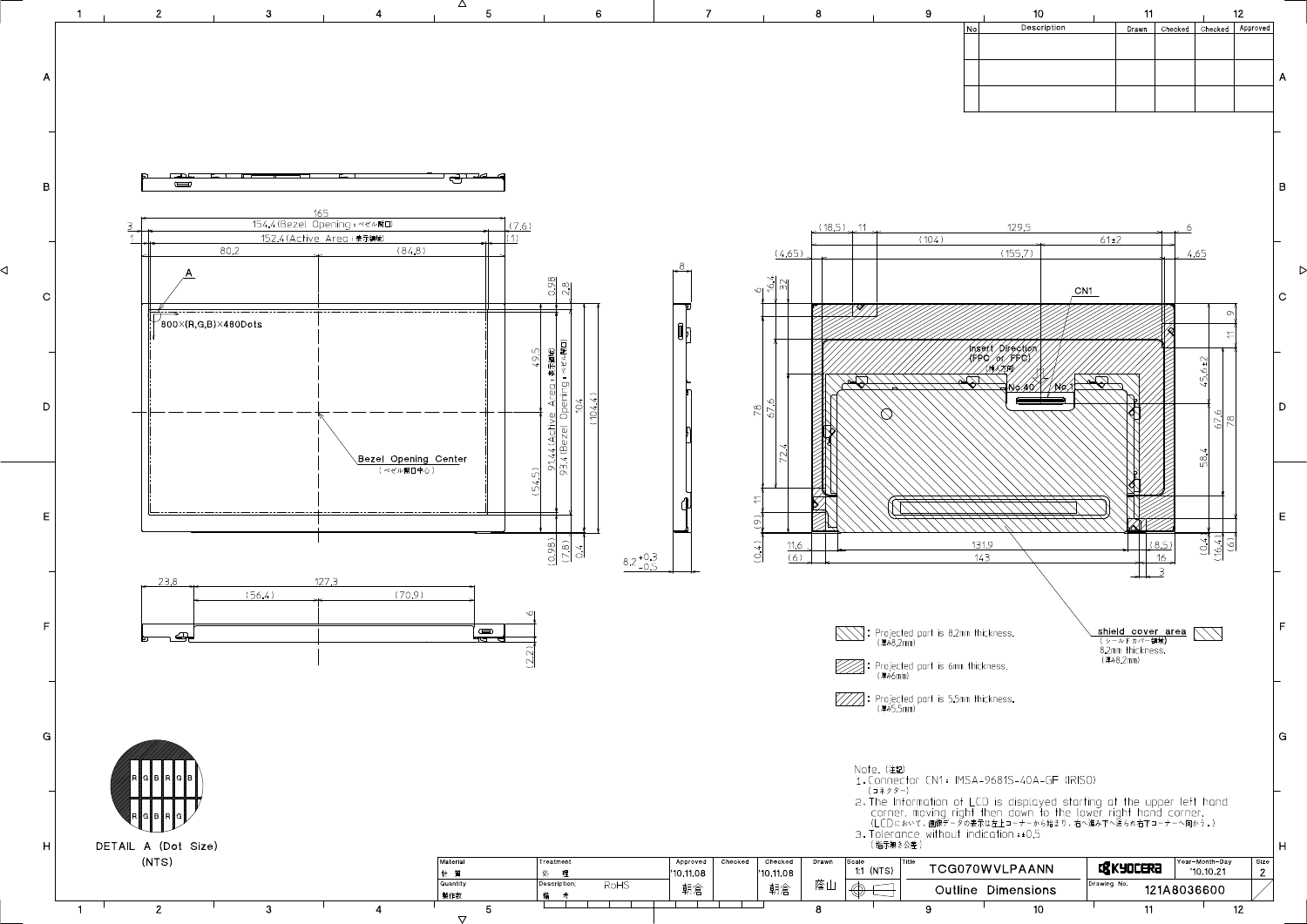| No | Description | Drawn | Checked | Checked | Approved |
|---|---|---|---|---|---|
| | | | | | |
| | | | | | |

165

154.4 (Bezel Opening：ベゼル開口)

152.4 (Active Area：表示領域)

80.2 (84.8)

A

800×(R,G,B)×480Dots

Bezel Opening Center (ベゼル開口中心)

93.44 (Active Area：表示領域)

93.4 (Bezel Opening：ベゼル開口)

CN1

Insert Direction (FPC or FFC) (挿入方向)

No.40 No.1

: Projected part is 8.2mm thickness. (厚み8.2mm)

: Projected part is 6mm thickness. (厚み6mm)

: Projected part is 5.5mm thickness. (厚み5.5mm)

shield cover area (シールドカバー領域) 8.2mm thickness. (厚み8.2mm)

DETAIL A (Dot Size) (NTS)

Note. (注記)

1. Connector CN1 : IMSA-9681S-40A-GF (IRISO) (コネクター)
2. The Information of LCD is displayed starting at the upper left hand corner, moving right then down to the lower right hand corner. (LCDにおいて、画像データの表示は左上コーナーから始まり、右へ進み下へ送られ右下コーナーへ向かう。)
3. Tolerance without indication : ±0.5 (指示無き公差)

| Material 材質 | Treatment 処理 | Approved | Checked | Checked | Drawn | Scale | Title | | Year-Month-Day | Size |
|---|---|---|---|---|---|---|---|---|---|---|
| Quantity 製作数 | Description; 備考 RoHS | '10.11.08 朝倉 | | '10.11.08 朝倉 | 藤山 | 1:1 (NTS) | TCG070WVLPAANN Outline Dimensions | KYOCERA Drawing No. 121A8036600 | '10.10.21 | 2 |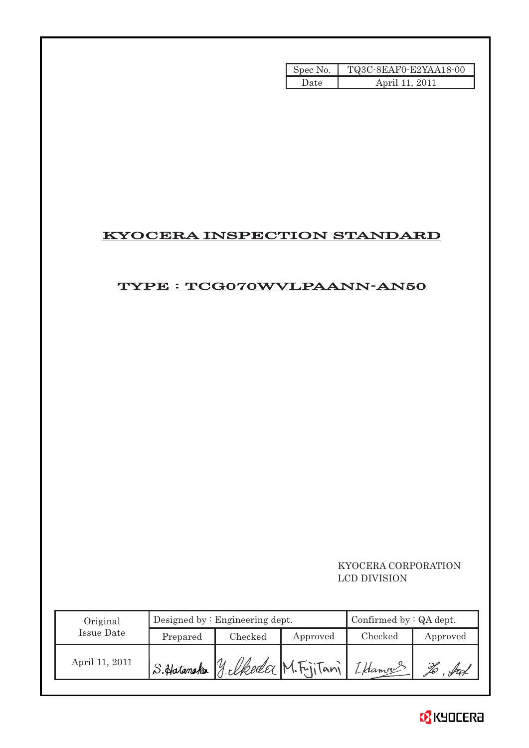| Spec No. | TQ3C-8EAF0-E2YAA18-00 |
| --- | --- |
| Date | April 11, 2011 |

# KYOCERA INSPECTION STANDARD

## TYPE : TCG070WVLPAANN-AN50

KYOCERA CORPORATION
LCD DIVISION

| Original Issue Date | Designed by : Engineering dept. | | | Confirmed by : QA dept. | |
| --- | --- | --- | --- | --- | --- |
| | Prepared | Checked | Approved | Checked | Approved |
| April 11, 2011 | S.Hatanaka | Y.Ikeda | M.Fujitani | I.Hamao | |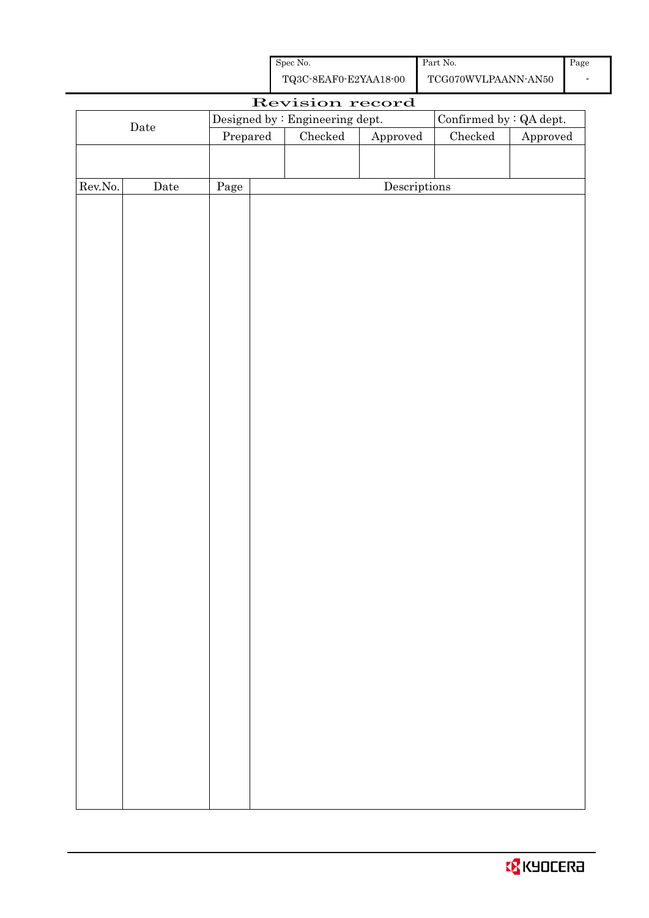| Spec No. | Part No. | Page |
|---|---|---|
| TQ3C-8EAF0-E2YAA18-00 | TCG070WVLPAANN-AN50 | - |

# Revision record

| Date | Designed by : Engineering dept. | | | Confirmed by : QA dept. | |
|---|---|---|---|---|---|
| | Prepared | Checked | Approved | Checked | Approved |
| | | | | | |

| Rev.No. | Date | Page | Descriptions |
|---|---|---|---|
| | | | |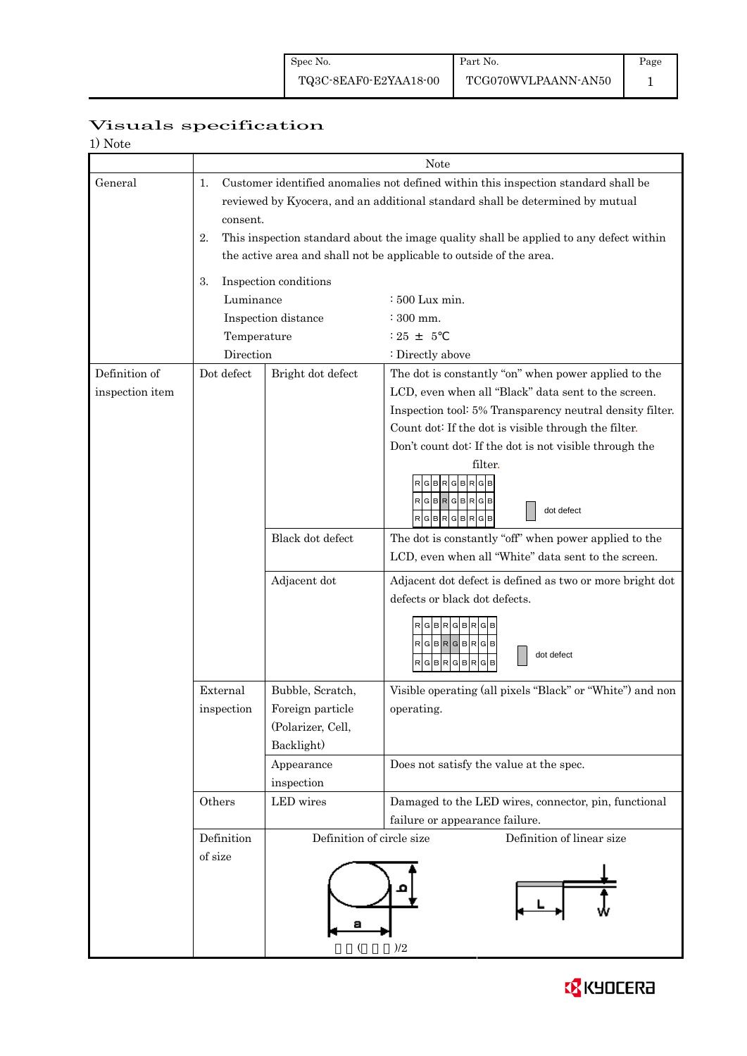# Visuals specification

1) Note

| | | | Note |
|---|---|---|---|
| General | 1. Customer identified anomalies not defined within this inspection standard shall be reviewed by Kyocera, and an additional standard shall be determined by mutual consent.<br>2. This inspection standard about the image quality shall be applied to any defect within the active area and shall not be applicable to outside of the area.<br>3. Inspection conditions<br>Luminance : 500 Lux min.<br>Inspection distance : 300 mm.<br>Temperature : 25 ± 5℃<br>Direction : Directly above | | |
| Definition of inspection item | Dot defect | Bright dot defect | The dot is constantly "on" when power applied to the LCD, even when all "Black" data sent to the screen.<br>Inspection tool: 5% Transparency neutral density filter.<br>Count dot: If the dot is visible through the filter.<br>Don't count dot: If the dot is not visible through the filter.<br>RGBRGBRGB / RGBRGBRGB / RGBRGBRGB — dot defect |
| | | Black dot defect | The dot is constantly "off" when power applied to the LCD, even when all "White" data sent to the screen. |
| | | Adjacent dot | Adjacent dot defect is defined as two or more bright dot defects or black dot defects.<br>RGBRGBRGB / RGBRGBRGB / RGBRGBRGB — dot defect |
| | External inspection | Bubble, Scratch, Foreign particle (Polarizer, Cell, Backlight) | Visible operating (all pixels "Black" or "White") and non operating. |
| | | Appearance inspection | Does not satisfy the value at the spec. |
| | Others | LED wires | Damaged to the LED wires, connector, pin, functional failure or appearance failure. |
| | Definition of size | Definition of circle size<br>a, b<br>(a + b)/2 | Definition of linear size<br>L, W |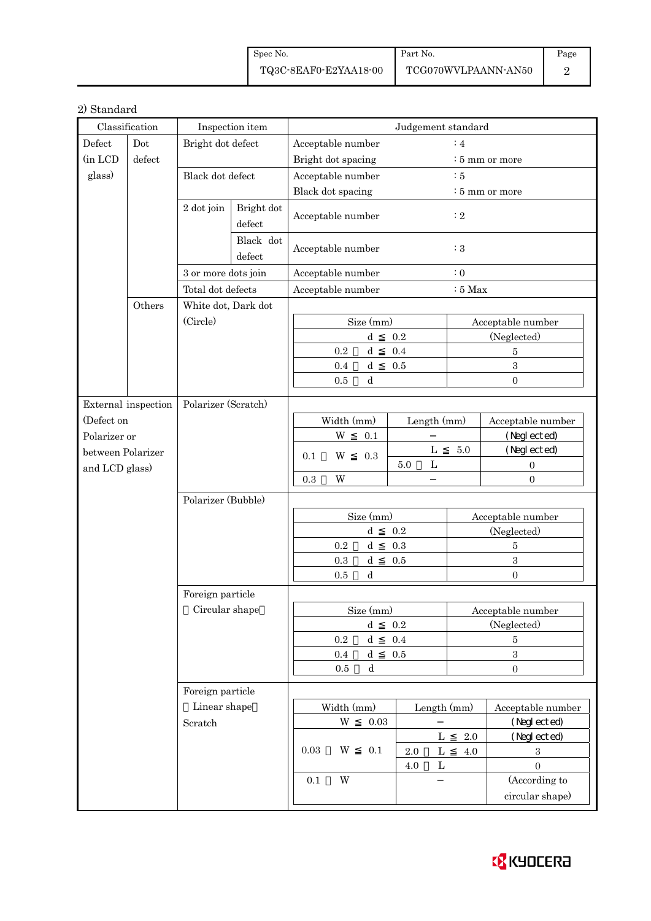2) Standard

| Classification | | Inspection item | | Judgement standard |
|---|---|---|---|---|
| Defect (in LCD glass) | Dot defect | Bright dot defect | | Acceptable number : 4<br>Bright dot spacing : 5 mm or more |
| | | Black dot defect | | Acceptable number : 5<br>Black dot spacing : 5 mm or more |
| | | 2 dot join | Bright dot defect | Acceptable number : 2 |
| | | | Black dot defect | Acceptable number : 3 |
| | | 3 or more dots join | | Acceptable number : 0 |
| | | Total dot defects | | Acceptable number : 5 Max |
| | Others | White dot, Dark dot (Circle) | | See table below |
| External inspection (Defect on Polarizer or between Polarizer and LCD glass) | | Polarizer (Scratch) | | See table below |
| | | Polarizer (Bubble) | | See table below |
| | | Foreign particle (Circular shape) | | See table below |
| | | Foreign particle (Linear shape) Scratch | | See table below |

White dot, Dark dot (Circle)

| Size (mm) | Acceptable number |
|---|---|
| $d \leqq 0.2$ | (Neglected) |
| $0.2 < d \leqq 0.4$ | 5 |
| $0.4 < d \leqq 0.5$ | 3 |
| $0.5 < d$ | 0 |

Polarizer (Scratch)

| Width (mm) | Length (mm) | Acceptable number |
|---|---|---|
| $W \leqq 0.1$ | – | (Neglected) |
| $0.1 < W \leqq 0.3$ | $L \leqq 5.0$ | (Neglected) |
| | $5.0 < L$ | 0 |
| $0.3 < W$ | – | 0 |

Polarizer (Bubble)

| Size (mm) | Acceptable number |
|---|---|
| $d \leqq 0.2$ | (Neglected) |
| $0.2 < d \leqq 0.3$ | 5 |
| $0.3 < d \leqq 0.5$ | 3 |
| $0.5 < d$ | 0 |

Foreign particle (Circular shape)

| Size (mm) | Acceptable number |
|---|---|
| $d \leqq 0.2$ | (Neglected) |
| $0.2 < d \leqq 0.4$ | 5 |
| $0.4 < d \leqq 0.5$ | 3 |
| $0.5 < d$ | 0 |

Foreign particle (Linear shape) Scratch

| Width (mm) | Length (mm) | Acceptable number |
|---|---|---|
| $W \leqq 0.03$ | – | (Neglected) |
| $0.03 < W \leqq 0.1$ | $L \leqq 2.0$ | (Neglected) |
| | $2.0 < L \leqq 4.0$ | 3 |
| | $4.0 < L$ | 0 |
| $0.1 < W$ | – | (According to circular shape) |